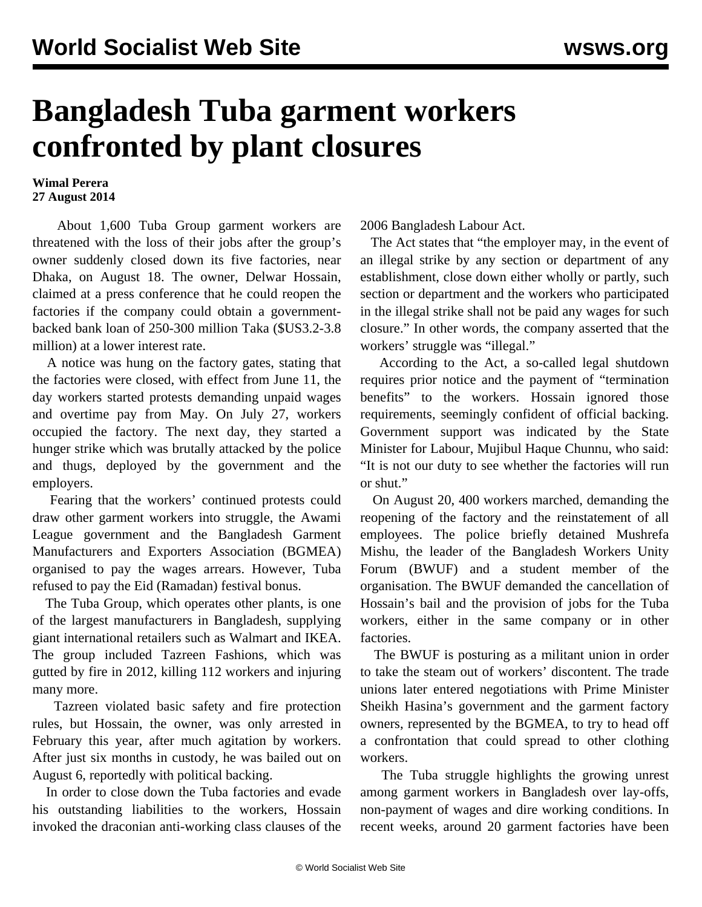# Bangladesh Tuba garment workers confronted by plant closures

**Wimal Perera**
**27 August 2014**

About 1,600 Tuba Group garment workers are threatened with the loss of their jobs after the group's owner suddenly closed down its five factories, near Dhaka, on August 18. The owner, Delwar Hossain, claimed at a press conference that he could reopen the factories if the company could obtain a government-backed bank loan of 250-300 million Taka ($US3.2-3.8 million) at a lower interest rate.

A notice was hung on the factory gates, stating that the factories were closed, with effect from June 11, the day workers started protests demanding unpaid wages and overtime pay from May. On July 27, workers occupied the factory. The next day, they started a hunger strike which was brutally attacked by the police and thugs, deployed by the government and the employers.

Fearing that the workers' continued protests could draw other garment workers into struggle, the Awami League government and the Bangladesh Garment Manufacturers and Exporters Association (BGMEA) organised to pay the wages arrears. However, Tuba refused to pay the Eid (Ramadan) festival bonus.

The Tuba Group, which operates other plants, is one of the largest manufacturers in Bangladesh, supplying giant international retailers such as Walmart and IKEA. The group included Tazreen Fashions, which was gutted by fire in 2012, killing 112 workers and injuring many more.

Tazreen violated basic safety and fire protection rules, but Hossain, the owner, was only arrested in February this year, after much agitation by workers. After just six months in custody, he was bailed out on August 6, reportedly with political backing.

In order to close down the Tuba factories and evade his outstanding liabilities to the workers, Hossain invoked the draconian anti-working class clauses of the 2006 Bangladesh Labour Act.

The Act states that "the employer may, in the event of an illegal strike by any section or department of any establishment, close down either wholly or partly, such section or department and the workers who participated in the illegal strike shall not be paid any wages for such closure." In other words, the company asserted that the workers' struggle was "illegal."

According to the Act, a so-called legal shutdown requires prior notice and the payment of "termination benefits" to the workers. Hossain ignored those requirements, seemingly confident of official backing. Government support was indicated by the State Minister for Labour, Mujibul Haque Chunnu, who said: "It is not our duty to see whether the factories will run or shut."

On August 20, 400 workers marched, demanding the reopening of the factory and the reinstatement of all employees. The police briefly detained Mushrefa Mishu, the leader of the Bangladesh Workers Unity Forum (BWUF) and a student member of the organisation. The BWUF demanded the cancellation of Hossain's bail and the provision of jobs for the Tuba workers, either in the same company or in other factories.

The BWUF is posturing as a militant union in order to take the steam out of workers' discontent. The trade unions later entered negotiations with Prime Minister Sheikh Hasina's government and the garment factory owners, represented by the BGMEA, to try to head off a confrontation that could spread to other clothing workers.

The Tuba struggle highlights the growing unrest among garment workers in Bangladesh over lay-offs, non-payment of wages and dire working conditions. In recent weeks, around 20 garment factories have been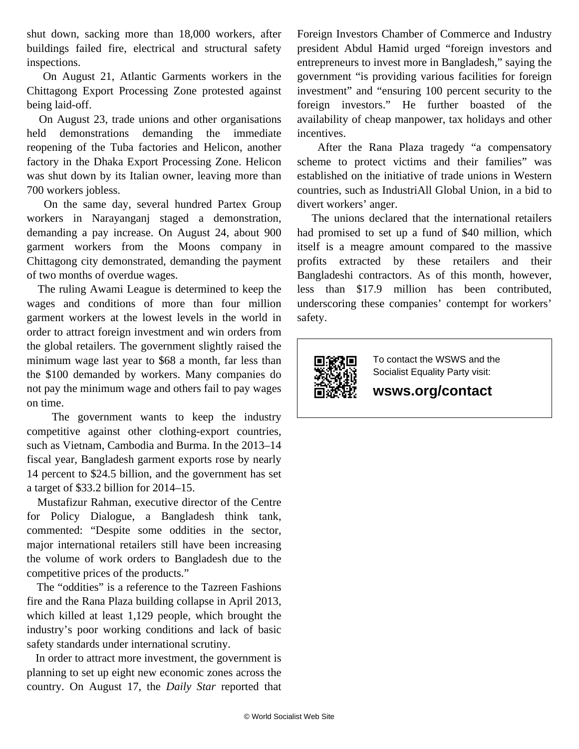shut down, sacking more than 18,000 workers, after buildings failed fire, electrical and structural safety inspections.

On August 21, Atlantic Garments workers in the Chittagong Export Processing Zone protested against being laid-off.

On August 23, trade unions and other organisations held demonstrations demanding the immediate reopening of the Tuba factories and Helicon, another factory in the Dhaka Export Processing Zone. Helicon was shut down by its Italian owner, leaving more than 700 workers jobless.

On the same day, several hundred Partex Group workers in Narayanganj staged a demonstration, demanding a pay increase. On August 24, about 900 garment workers from the Moons company in Chittagong city demonstrated, demanding the payment of two months of overdue wages.

The ruling Awami League is determined to keep the wages and conditions of more than four million garment workers at the lowest levels in the world in order to attract foreign investment and win orders from the global retailers. The government slightly raised the minimum wage last year to $68 a month, far less than the $100 demanded by workers. Many companies do not pay the minimum wage and others fail to pay wages on time.

The government wants to keep the industry competitive against other clothing-export countries, such as Vietnam, Cambodia and Burma. In the 2013–14 fiscal year, Bangladesh garment exports rose by nearly 14 percent to $24.5 billion, and the government has set a target of $33.2 billion for 2014–15.

Mustafizur Rahman, executive director of the Centre for Policy Dialogue, a Bangladesh think tank, commented: "Despite some oddities in the sector, major international retailers still have been increasing the volume of work orders to Bangladesh due to the competitive prices of the products."

The "oddities" is a reference to the Tazreen Fashions fire and the Rana Plaza building collapse in April 2013, which killed at least 1,129 people, which brought the industry's poor working conditions and lack of basic safety standards under international scrutiny.

In order to attract more investment, the government is planning to set up eight new economic zones across the country. On August 17, the *Daily Star* reported that Foreign Investors Chamber of Commerce and Industry president Abdul Hamid urged "foreign investors and entrepreneurs to invest more in Bangladesh," saying the government "is providing various facilities for foreign investment" and "ensuring 100 percent security to the foreign investors." He further boasted of the availability of cheap manpower, tax holidays and other incentives.

After the Rana Plaza tragedy "a compensatory scheme to protect victims and their families" was established on the initiative of trade unions in Western countries, such as IndustriAll Global Union, in a bid to divert workers' anger.

The unions declared that the international retailers had promised to set up a fund of $40 million, which itself is a meagre amount compared to the massive profits extracted by these retailers and their Bangladeshi contractors. As of this month, however, less than $17.9 million has been contributed, underscoring these companies' contempt for workers' safety.

To contact the WSWS and the Socialist Equality Party visit:

**wsws.org/contact**